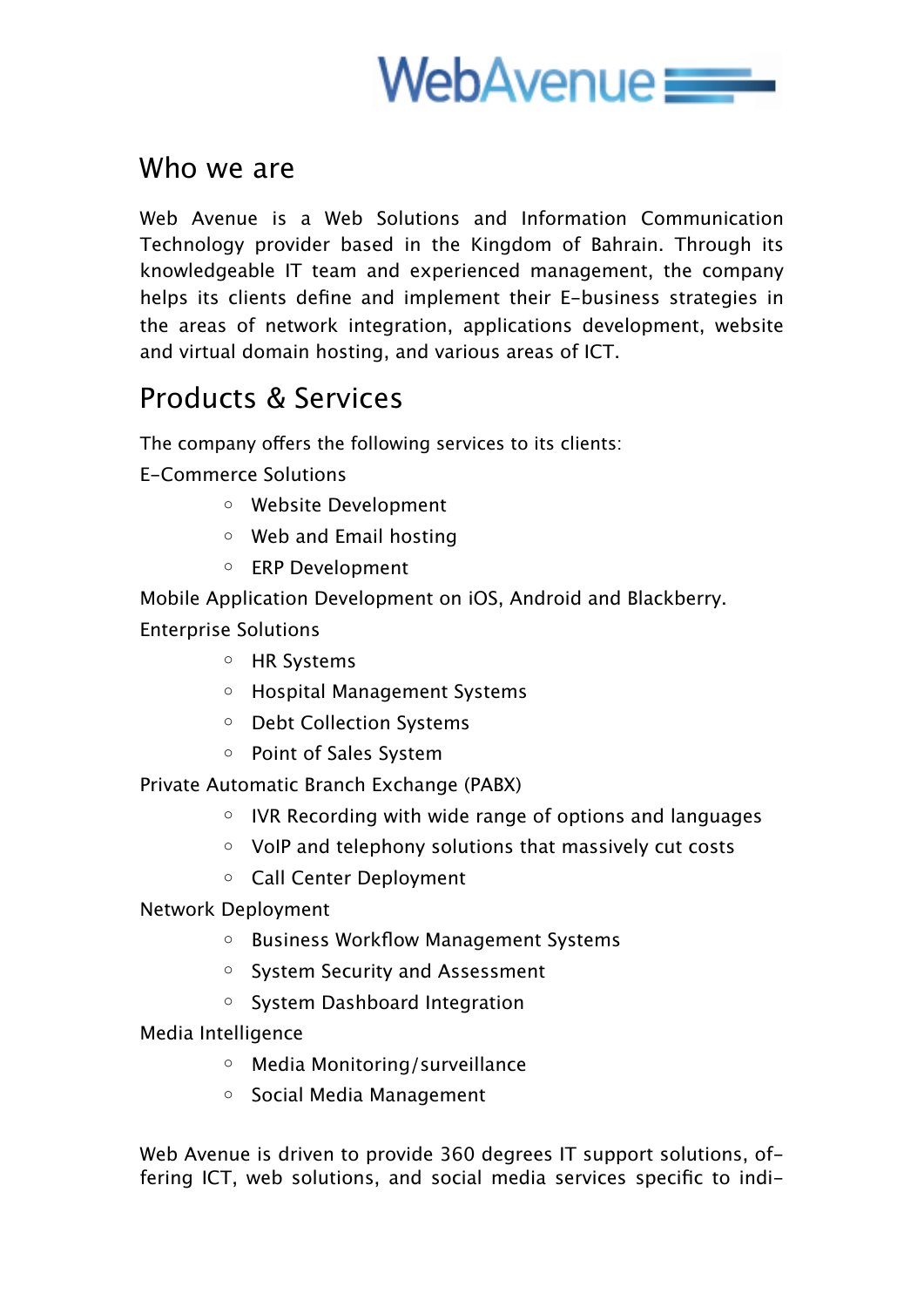WebAvenue

## Who we are

Web Avenue is a Web Solutions and Information Communication Technology provider based in the Kingdom of Bahrain. Through its knowledgeable IT team and experienced management, the company helps its clients define and implement their E-business strategies in the areas of network integration, applications development, website and virtual domain hosting, and various areas of ICT.

## Products & Services

The company offers the following services to its clients:

E-Commerce Solutions

- Website Development
- Web and Email hosting
- ERP Development

Mobile Application Development on iOS, Android and Blackberry.

Enterprise Solutions

- HR Systems
- Hospital Management Systems
- Debt Collection Systems
- Point of Sales System

Private Automatic Branch Exchange (PABX)

- IVR Recording with wide range of options and languages
- VoIP and telephony solutions that massively cut costs
- Call Center Deployment

Network Deployment

- Business Workflow Management Systems
- System Security and Assessment
- System Dashboard Integration

Media Intelligence

- Media Monitoring/surveillance
- Social Media Management

Web Avenue is driven to provide 360 degrees IT support solutions, offering ICT, web solutions, and social media services specific to indi-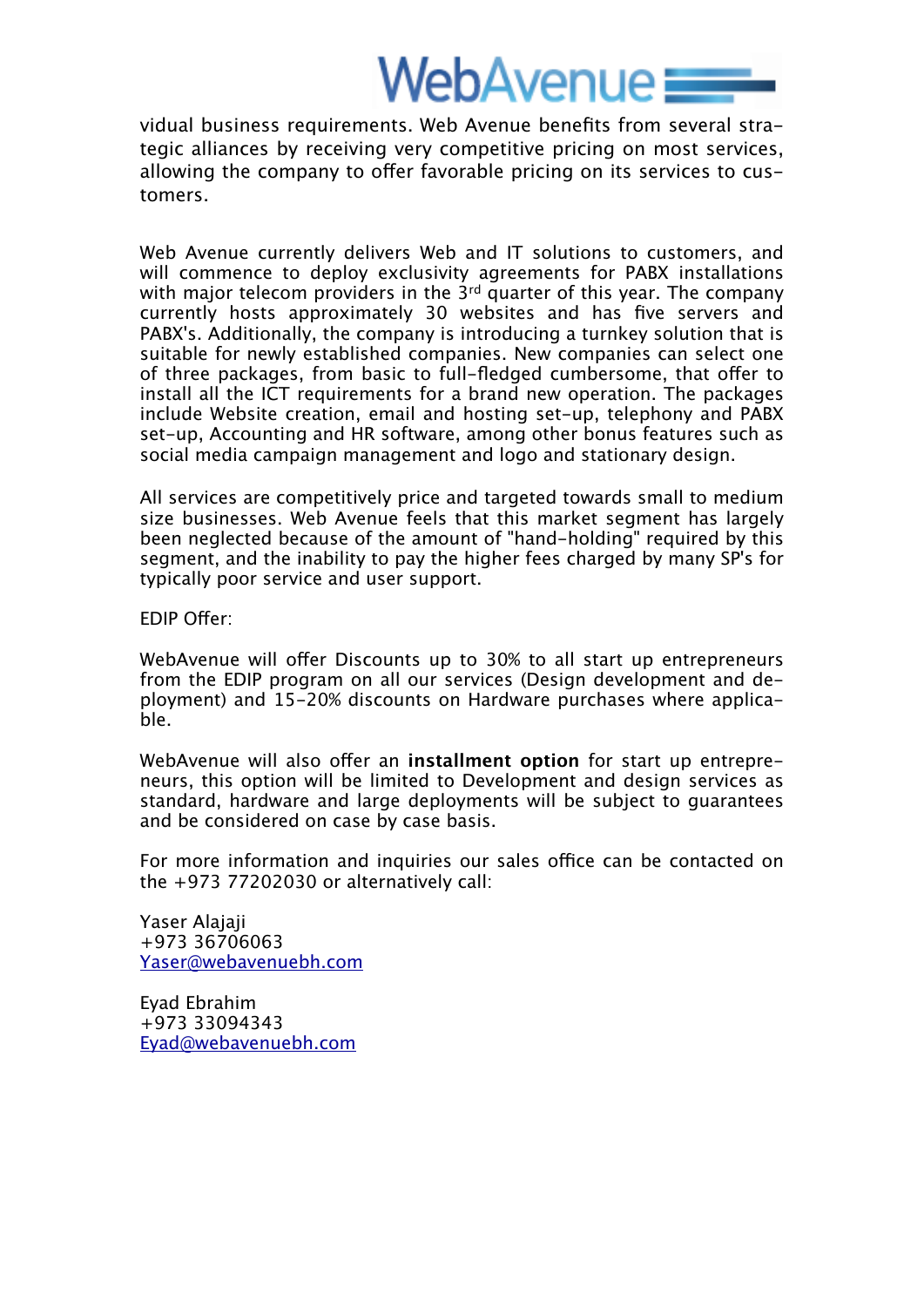vidual business requirements. Web Avenue benefits from several strategic alliances by receiving very competitive pricing on most services, allowing the company to offer favorable pricing on its services to customers.

Web Avenue currently delivers Web and IT solutions to customers, and will commence to deploy exclusivity agreements for PABX installations with major telecom providers in the 3rd quarter of this year. The company currently hosts approximately 30 websites and has five servers and PABX's. Additionally, the company is introducing a turnkey solution that is suitable for newly established companies. New companies can select one of three packages, from basic to full-fledged cumbersome, that offer to install all the ICT requirements for a brand new operation. The packages include Website creation, email and hosting set-up, telephony and PABX set-up, Accounting and HR software, among other bonus features such as social media campaign management and logo and stationary design.

All services are competitively price and targeted towards small to medium size businesses. Web Avenue feels that this market segment has largely been neglected because of the amount of "hand-holding" required by this segment, and the inability to pay the higher fees charged by many SP's for typically poor service and user support.

EDIP Offer:

WebAvenue will offer Discounts up to 30% to all start up entrepreneurs from the EDIP program on all our services (Design development and deployment) and 15-20% discounts on Hardware purchases where applicable.

WebAvenue will also offer an **installment option** for start up entrepreneurs, this option will be limited to Development and design services as standard, hardware and large deployments will be subject to guarantees and be considered on case by case basis.

For more information and inquiries our sales office can be contacted on the +973 77202030 or alternatively call:

Yaser Alajaji  
+973 36706063  
Yaser@webavenuebh.com

Eyad Ebrahim  
+973 33094343  
Eyad@webavenuebh.com